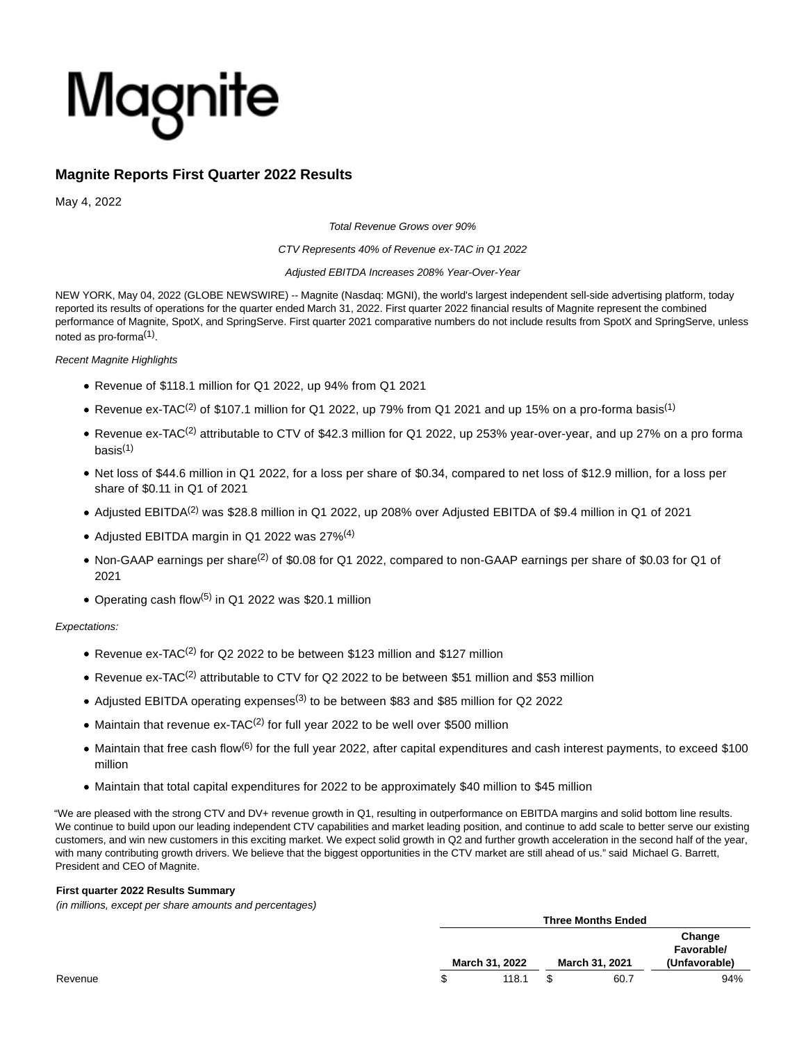Magnite

# Magnite Reports First Quarter 2022 Results

May 4, 2022

*Total Revenue Grows over 90%*

*CTV Represents 40% of Revenue ex-TAC in Q1 2022*

*Adjusted EBITDA Increases 208% Year-Over-Year*

NEW YORK, May 04, 2022 (GLOBE NEWSWIRE) -- Magnite (Nasdaq: MGNI), the world's largest independent sell-side advertising platform, today reported its results of operations for the quarter ended March 31, 2022. First quarter 2022 financial results of Magnite represent the combined performance of Magnite, SpotX, and SpringServe. First quarter 2021 comparative numbers do not include results from SpotX and SpringServe, unless noted as pro-forma[1].

*Recent Magnite Highlights*

- Revenue of $118.1 million for Q1 2022, up 94% from Q1 2021
- Revenue ex-TAC[2] of $107.1 million for Q1 2022, up 79% from Q1 2021 and up 15% on a pro-forma basis[1]
- Revenue ex-TAC[2] attributable to CTV of $42.3 million for Q1 2022, up 253% year-over-year, and up 27% on a pro forma basis[1]
- Net loss of $44.6 million in Q1 2022, for a loss per share of $0.34, compared to net loss of $12.9 million, for a loss per share of $0.11 in Q1 of 2021
- Adjusted EBITDA[2] was $28.8 million in Q1 2022, up 208% over Adjusted EBITDA of $9.4 million in Q1 of 2021
- Adjusted EBITDA margin in Q1 2022 was 27%[4]
- Non-GAAP earnings per share[2] of $0.08 for Q1 2022, compared to non-GAAP earnings per share of $0.03 for Q1 of 2021
- Operating cash flow[5] in Q1 2022 was $20.1 million

*Expectations:*

- Revenue ex-TAC[2] for Q2 2022 to be between $123 million and $127 million
- Revenue ex-TAC[2] attributable to CTV for Q2 2022 to be between $51 million and $53 million
- Adjusted EBITDA operating expenses[3] to be between $83 and $85 million for Q2 2022
- Maintain that revenue ex-TAC[2] for full year 2022 to be well over $500 million
- Maintain that free cash flow[6] for the full year 2022, after capital expenditures and cash interest payments, to exceed $100 million
- Maintain that total capital expenditures for 2022 to be approximately $40 million to $45 million

"We are pleased with the strong CTV and DV+ revenue growth in Q1, resulting in outperformance on EBITDA margins and solid bottom line results. We continue to build upon our leading independent CTV capabilities and market leading position, and continue to add scale to better serve our existing customers, and win new customers in this exciting market. We expect solid growth in Q2 and further growth acceleration in the second half of the year, with many contributing growth drivers. We believe that the biggest opportunities in the CTV market are still ahead of us." said Michael G. Barrett, President and CEO of Magnite.

**First quarter 2022 Results Summary**
*(in millions, except per share amounts and percentages)*

| | Three Months Ended | | |
|---|---|---|---|
| | March 31, 2022 | March 31, 2021 | Change Favorable/ (Unfavorable) |
| Revenue | $ 118.1 | $ 60.7 | 94% |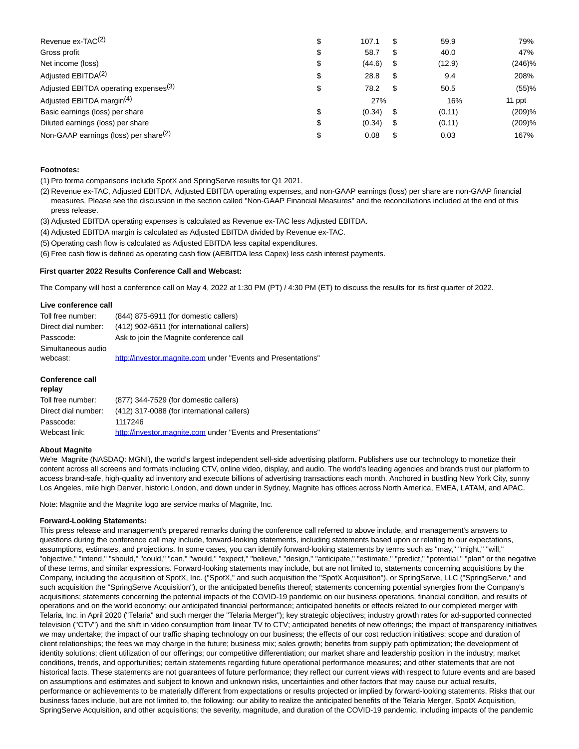| | | | | |
|---|---|---|---|---|
| Revenue ex-TAC[(2)] | $ | 107.1 | $ 59.9 | 79% |
| Gross profit | $ | 58.7 | $ 40.0 | 47% |
| Net income (loss) | $ | (44.6) | $ (12.9) | (246)% |
| Adjusted EBITDA[(2)] | $ | 28.8 | $ 9.4 | 208% |
| Adjusted EBITDA operating expenses[(3)] | $ | 78.2 | $ 50.5 | (55)% |
| Adjusted EBITDA margin[(4)] | | 27% | 16% | 11 ppt |
| Basic earnings (loss) per share | $ | (0.34) | $ (0.11) | (209)% |
| Diluted earnings (loss) per share | $ | (0.34) | $ (0.11) | (209)% |
| Non-GAAP earnings (loss) per share[(2)] | $ | 0.08 | $ 0.03 | 167% |

**Footnotes:**

(1) Pro forma comparisons include SpotX and SpringServe results for Q1 2021.

(2) Revenue ex-TAC, Adjusted EBITDA, Adjusted EBITDA operating expenses, and non-GAAP earnings (loss) per share are non-GAAP financial measures. Please see the discussion in the section called "Non-GAAP Financial Measures" and the reconciliations included at the end of this press release.

(3) Adjusted EBITDA operating expenses is calculated as Revenue ex-TAC less Adjusted EBITDA.

(4) Adjusted EBITDA margin is calculated as Adjusted EBITDA divided by Revenue ex-TAC.

(5) Operating cash flow is calculated as Adjusted EBITDA less capital expenditures.

(6) Free cash flow is defined as operating cash flow (AEBITDA less Capex) less cash interest payments.

**First quarter 2022 Results Conference Call and Webcast:**

The Company will host a conference call on May 4, 2022 at 1:30 PM (PT) / 4:30 PM (ET) to discuss the results for its first quarter of 2022.

**Live conference call**

| | |
|---|---|
| Toll free number: | (844) 875-6911 (for domestic callers) |
| Direct dial number: | (412) 902-6511 (for international callers) |
| Passcode: | Ask to join the Magnite conference call |
| Simultaneous audio webcast: | http://investor.magnite.com under "Events and Presentations" |

**Conference call replay**

| | |
|---|---|
| Toll free number: | (877) 344-7529 (for domestic callers) |
| Direct dial number: | (412) 317-0088 (for international callers) |
| Passcode: | 1117246 |
| Webcast link: | http://investor.magnite.com under "Events and Presentations" |

**About Magnite**

We're Magnite (NASDAQ: MGNI), the world's largest independent sell-side advertising platform. Publishers use our technology to monetize their content across all screens and formats including CTV, online video, display, and audio. The world's leading agencies and brands trust our platform to access brand-safe, high-quality ad inventory and execute billions of advertising transactions each month. Anchored in bustling New York City, sunny Los Angeles, mile high Denver, historic London, and down under in Sydney, Magnite has offices across North America, EMEA, LATAM, and APAC.

Note: Magnite and the Magnite logo are service marks of Magnite, Inc.

**Forward-Looking Statements:**

This press release and management's prepared remarks during the conference call referred to above include, and management's answers to questions during the conference call may include, forward-looking statements, including statements based upon or relating to our expectations, assumptions, estimates, and projections. In some cases, you can identify forward-looking statements by terms such as "may," "might," "will," "objective," "intend," "should," "could," "can," "would," "expect," "believe," "design," "anticipate," "estimate," "predict," "potential," "plan" or the negative of these terms, and similar expressions. Forward-looking statements may include, but are not limited to, statements concerning acquisitions by the Company, including the acquisition of SpotX, Inc. ("SpotX," and such acquisition the "SpotX Acquisition"), or SpringServe, LLC ("SpringServe," and such acquisition the "SpringServe Acquisition"), or the anticipated benefits thereof; statements concerning potential synergies from the Company's acquisitions; statements concerning the potential impacts of the COVID-19 pandemic on our business operations, financial condition, and results of operations and on the world economy; our anticipated financial performance; anticipated benefits or effects related to our completed merger with Telaria, Inc. in April 2020 ("Telaria" and such merger the "Telaria Merger"); key strategic objectives; industry growth rates for ad-supported connected television ("CTV") and the shift in video consumption from linear TV to CTV; anticipated benefits of new offerings; the impact of transparency initiatives we may undertake; the impact of our traffic shaping technology on our business; the effects of our cost reduction initiatives; scope and duration of client relationships; the fees we may charge in the future; business mix; sales growth; benefits from supply path optimization; the development of identity solutions; client utilization of our offerings; our competitive differentiation; our market share and leadership position in the industry; market conditions, trends, and opportunities; certain statements regarding future operational performance measures; and other statements that are not historical facts. These statements are not guarantees of future performance; they reflect our current views with respect to future events and are based on assumptions and estimates and subject to known and unknown risks, uncertainties and other factors that may cause our actual results, performance or achievements to be materially different from expectations or results projected or implied by forward-looking statements. Risks that our business faces include, but are not limited to, the following: our ability to realize the anticipated benefits of the Telaria Merger, SpotX Acquisition, SpringServe Acquisition, and other acquisitions; the severity, magnitude, and duration of the COVID-19 pandemic, including impacts of the pandemic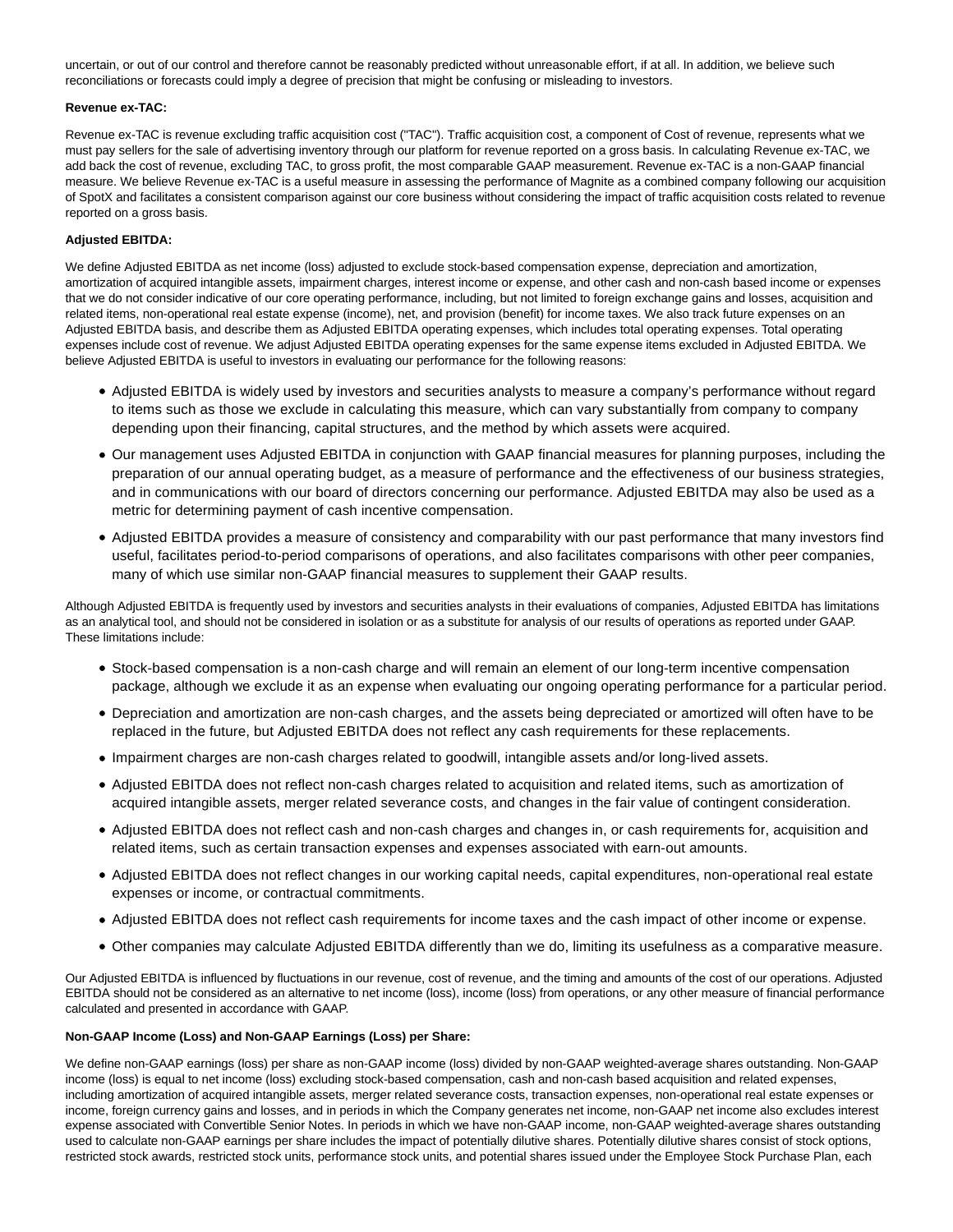uncertain, or out of our control and therefore cannot be reasonably predicted without unreasonable effort, if at all. In addition, we believe such reconciliations or forecasts could imply a degree of precision that might be confusing or misleading to investors.

**Revenue ex-TAC:**

Revenue ex-TAC is revenue excluding traffic acquisition cost ("TAC"). Traffic acquisition cost, a component of Cost of revenue, represents what we must pay sellers for the sale of advertising inventory through our platform for revenue reported on a gross basis. In calculating Revenue ex-TAC, we add back the cost of revenue, excluding TAC, to gross profit, the most comparable GAAP measurement. Revenue ex-TAC is a non-GAAP financial measure. We believe Revenue ex-TAC is a useful measure in assessing the performance of Magnite as a combined company following our acquisition of SpotX and facilitates a consistent comparison against our core business without considering the impact of traffic acquisition costs related to revenue reported on a gross basis.

**Adjusted EBITDA:**

We define Adjusted EBITDA as net income (loss) adjusted to exclude stock-based compensation expense, depreciation and amortization, amortization of acquired intangible assets, impairment charges, interest income or expense, and other cash and non-cash based income or expenses that we do not consider indicative of our core operating performance, including, but not limited to foreign exchange gains and losses, acquisition and related items, non-operational real estate expense (income), net, and provision (benefit) for income taxes. We also track future expenses on an Adjusted EBITDA basis, and describe them as Adjusted EBITDA operating expenses, which includes total operating expenses. Total operating expenses include cost of revenue. We adjust Adjusted EBITDA operating expenses for the same expense items excluded in Adjusted EBITDA. We believe Adjusted EBITDA is useful to investors in evaluating our performance for the following reasons:

- Adjusted EBITDA is widely used by investors and securities analysts to measure a company's performance without regard to items such as those we exclude in calculating this measure, which can vary substantially from company to company depending upon their financing, capital structures, and the method by which assets were acquired.
- Our management uses Adjusted EBITDA in conjunction with GAAP financial measures for planning purposes, including the preparation of our annual operating budget, as a measure of performance and the effectiveness of our business strategies, and in communications with our board of directors concerning our performance. Adjusted EBITDA may also be used as a metric for determining payment of cash incentive compensation.
- Adjusted EBITDA provides a measure of consistency and comparability with our past performance that many investors find useful, facilitates period-to-period comparisons of operations, and also facilitates comparisons with other peer companies, many of which use similar non-GAAP financial measures to supplement their GAAP results.

Although Adjusted EBITDA is frequently used by investors and securities analysts in their evaluations of companies, Adjusted EBITDA has limitations as an analytical tool, and should not be considered in isolation or as a substitute for analysis of our results of operations as reported under GAAP. These limitations include:

- Stock-based compensation is a non-cash charge and will remain an element of our long-term incentive compensation package, although we exclude it as an expense when evaluating our ongoing operating performance for a particular period.
- Depreciation and amortization are non-cash charges, and the assets being depreciated or amortized will often have to be replaced in the future, but Adjusted EBITDA does not reflect any cash requirements for these replacements.
- Impairment charges are non-cash charges related to goodwill, intangible assets and/or long-lived assets.
- Adjusted EBITDA does not reflect non-cash charges related to acquisition and related items, such as amortization of acquired intangible assets, merger related severance costs, and changes in the fair value of contingent consideration.
- Adjusted EBITDA does not reflect cash and non-cash charges and changes in, or cash requirements for, acquisition and related items, such as certain transaction expenses and expenses associated with earn-out amounts.
- Adjusted EBITDA does not reflect changes in our working capital needs, capital expenditures, non-operational real estate expenses or income, or contractual commitments.
- Adjusted EBITDA does not reflect cash requirements for income taxes and the cash impact of other income or expense.
- Other companies may calculate Adjusted EBITDA differently than we do, limiting its usefulness as a comparative measure.

Our Adjusted EBITDA is influenced by fluctuations in our revenue, cost of revenue, and the timing and amounts of the cost of our operations. Adjusted EBITDA should not be considered as an alternative to net income (loss), income (loss) from operations, or any other measure of financial performance calculated and presented in accordance with GAAP.

**Non-GAAP Income (Loss) and Non-GAAP Earnings (Loss) per Share:**

We define non-GAAP earnings (loss) per share as non-GAAP income (loss) divided by non-GAAP weighted-average shares outstanding. Non-GAAP income (loss) is equal to net income (loss) excluding stock-based compensation, cash and non-cash based acquisition and related expenses, including amortization of acquired intangible assets, merger related severance costs, transaction expenses, non-operational real estate expenses or income, foreign currency gains and losses, and in periods in which the Company generates net income, non-GAAP net income also excludes interest expense associated with Convertible Senior Notes. In periods in which we have non-GAAP income, non-GAAP weighted-average shares outstanding used to calculate non-GAAP earnings per share includes the impact of potentially dilutive shares. Potentially dilutive shares consist of stock options, restricted stock awards, restricted stock units, performance stock units, and potential shares issued under the Employee Stock Purchase Plan, each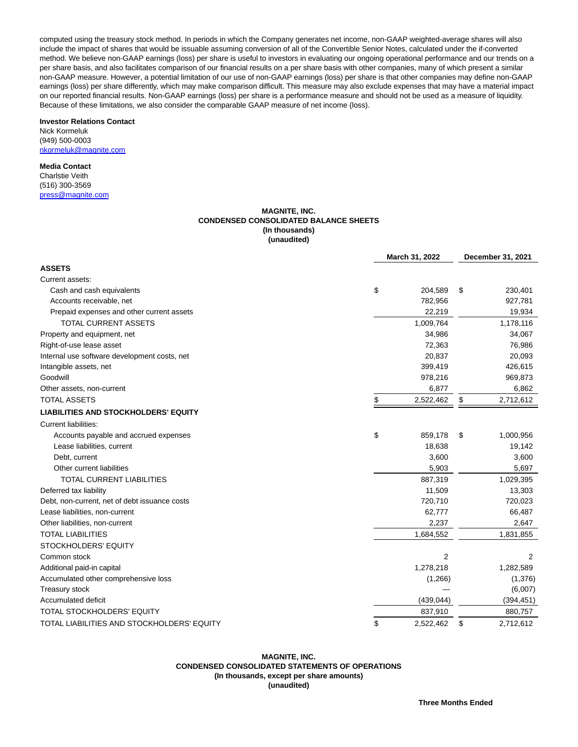computed using the treasury stock method. In periods in which the Company generates net income, non-GAAP weighted-average shares will also include the impact of shares that would be issuable assuming conversion of all of the Convertible Senior Notes, calculated under the if-converted method. We believe non-GAAP earnings (loss) per share is useful to investors in evaluating our ongoing operational performance and our trends on a per share basis, and also facilitates comparison of our financial results on a per share basis with other companies, many of which present a similar non-GAAP measure. However, a potential limitation of our use of non-GAAP earnings (loss) per share is that other companies may define non-GAAP earnings (loss) per share differently, which may make comparison difficult. This measure may also exclude expenses that may have a material impact on our reported financial results. Non-GAAP earnings (loss) per share is a performance measure and should not be used as a measure of liquidity. Because of these limitations, we also consider the comparable GAAP measure of net income (loss).

**Investor Relations Contact**
Nick Kormeluk
(949) 500-0003
nkormeluk@magnite.com

**Media Contact**
Charlstie Veith
(516) 300-3569
press@magnite.com

**MAGNITE, INC.**
**CONDENSED CONSOLIDATED BALANCE SHEETS**
**(In thousands)**
**(unaudited)**

| | March 31, 2022 | December 31, 2021 |
|---|---|---|
| **ASSETS** | | |
| Current assets: | | |
| Cash and cash equivalents | $ 204,589 | $ 230,401 |
| Accounts receivable, net | 782,956 | 927,781 |
| Prepaid expenses and other current assets | 22,219 | 19,934 |
| TOTAL CURRENT ASSETS | 1,009,764 | 1,178,116 |
| Property and equipment, net | 34,986 | 34,067 |
| Right-of-use lease asset | 72,363 | 76,986 |
| Internal use software development costs, net | 20,837 | 20,093 |
| Intangible assets, net | 399,419 | 426,615 |
| Goodwill | 978,216 | 969,873 |
| Other assets, non-current | 6,877 | 6,862 |
| TOTAL ASSETS | $ 2,522,462 | $ 2,712,612 |
| **LIABILITIES AND STOCKHOLDERS' EQUITY** | | |
| Current liabilities: | | |
| Accounts payable and accrued expenses | $ 859,178 | $ 1,000,956 |
| Lease liabilities, current | 18,638 | 19,142 |
| Debt, current | 3,600 | 3,600 |
| Other current liabilities | 5,903 | 5,697 |
| TOTAL CURRENT LIABILITIES | 887,319 | 1,029,395 |
| Deferred tax liability | 11,509 | 13,303 |
| Debt, non-current, net of debt issuance costs | 720,710 | 720,023 |
| Lease liabilities, non-current | 62,777 | 66,487 |
| Other liabilities, non-current | 2,237 | 2,647 |
| TOTAL LIABILITIES | 1,684,552 | 1,831,855 |
| STOCKHOLDERS' EQUITY | | |
| Common stock | 2 | 2 |
| Additional paid-in capital | 1,278,218 | 1,282,589 |
| Accumulated other comprehensive loss | (1,266) | (1,376) |
| Treasury stock | — | (6,007) |
| Accumulated deficit | (439,044) | (394,451) |
| TOTAL STOCKHOLDERS' EQUITY | 837,910 | 880,757 |
| TOTAL LIABILITIES AND STOCKHOLDERS' EQUITY | $ 2,522,462 | $ 2,712,612 |

**MAGNITE, INC.**
**CONDENSED CONSOLIDATED STATEMENTS OF OPERATIONS**
**(In thousands, except per share amounts)**
**(unaudited)**

**Three Months Ended**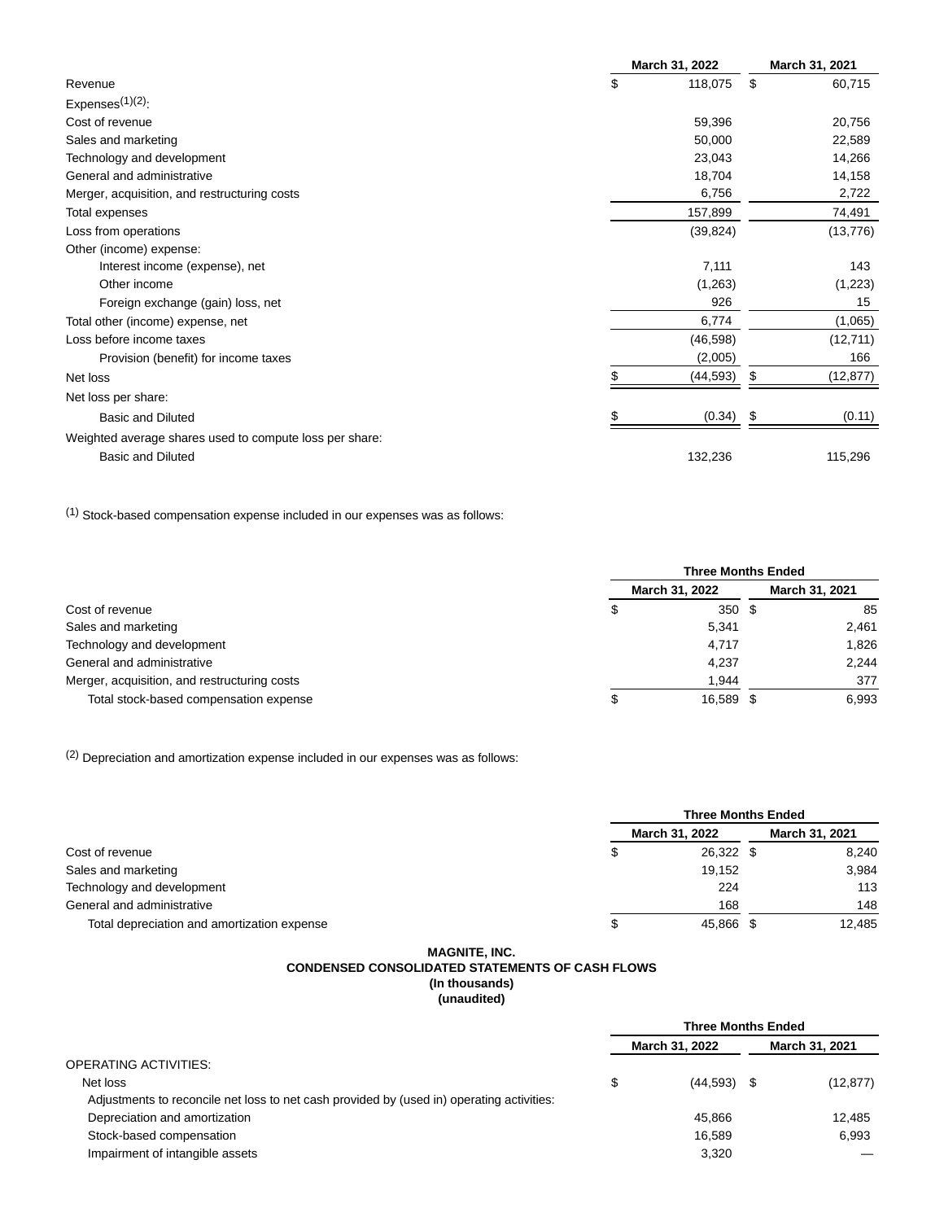| | March 31, 2022 | March 31, 2021 |
|---|---|---|
| Revenue | $ 118,075 | $ 60,715 |
| Expenses[(1)(2)]: | | |
| Cost of revenue | 59,396 | 20,756 |
| Sales and marketing | 50,000 | 22,589 |
| Technology and development | 23,043 | 14,266 |
| General and administrative | 18,704 | 14,158 |
| Merger, acquisition, and restructuring costs | 6,756 | 2,722 |
| Total expenses | 157,899 | 74,491 |
| Loss from operations | (39,824) | (13,776) |
| Other (income) expense: | | |
| Interest income (expense), net | 7,111 | 143 |
| Other income | (1,263) | (1,223) |
| Foreign exchange (gain) loss, net | 926 | 15 |
| Total other (income) expense, net | 6,774 | (1,065) |
| Loss before income taxes | (46,598) | (12,711) |
| Provision (benefit) for income taxes | (2,005) | 166 |
| Net loss | $ (44,593) | $ (12,877) |
| Net loss per share: | | |
| Basic and Diluted | $ (0.34) | $ (0.11) |
| Weighted average shares used to compute loss per share: | | |
| Basic and Diluted | 132,236 | 115,296 |

(1) Stock-based compensation expense included in our expenses was as follows:

| | Three Months Ended | |
|---|---|---|
| | March 31, 2022 | March 31, 2021 |
| Cost of revenue | $ 350 | $ 85 |
| Sales and marketing | 5,341 | 2,461 |
| Technology and development | 4,717 | 1,826 |
| General and administrative | 4,237 | 2,244 |
| Merger, acquisition, and restructuring costs | 1,944 | 377 |
| Total stock-based compensation expense | $ 16,589 | $ 6,993 |

(2) Depreciation and amortization expense included in our expenses was as follows:

| | Three Months Ended | |
|---|---|---|
| | March 31, 2022 | March 31, 2021 |
| Cost of revenue | $ 26,322 | $ 8,240 |
| Sales and marketing | 19,152 | 3,984 |
| Technology and development | 224 | 113 |
| General and administrative | 168 | 148 |
| Total depreciation and amortization expense | $ 45,866 | $ 12,485 |

**MAGNITE, INC.**
**CONDENSED CONSOLIDATED STATEMENTS OF CASH FLOWS**
**(In thousands)**
**(unaudited)**

| | Three Months Ended | |
|---|---|---|
| | March 31, 2022 | March 31, 2021 |
| OPERATING ACTIVITIES: | | |
| Net loss | $ (44,593) | $ (12,877) |
| Adjustments to reconcile net loss to net cash provided by (used in) operating activities: | | |
| Depreciation and amortization | 45,866 | 12,485 |
| Stock-based compensation | 16,589 | 6,993 |
| Impairment of intangible assets | 3,320 | — |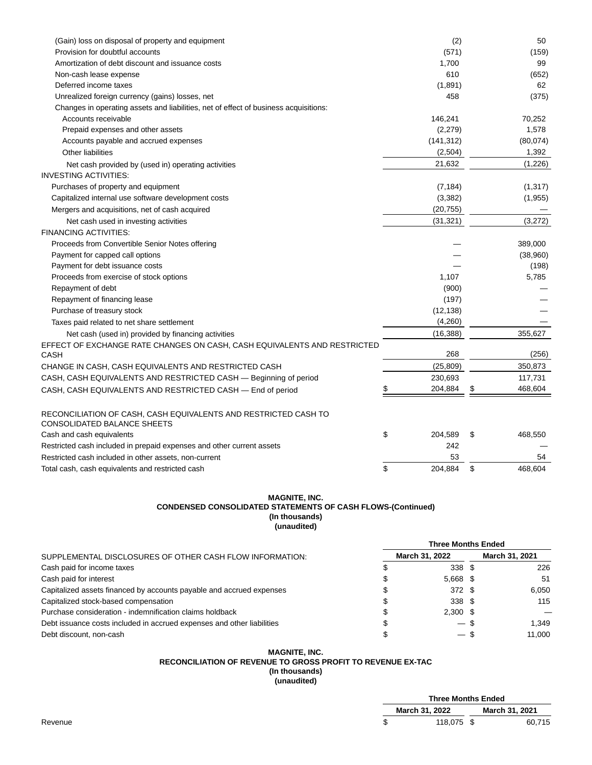| | | |
|---|---|---|
| (Gain) loss on disposal of property and equipment | (2) | 50 |
| Provision for doubtful accounts | (571) | (159) |
| Amortization of debt discount and issuance costs | 1,700 | 99 |
| Non-cash lease expense | 610 | (652) |
| Deferred income taxes | (1,891) | 62 |
| Unrealized foreign currency (gains) losses, net | 458 | (375) |
| Changes in operating assets and liabilities, net of effect of business acquisitions: | | |
| Accounts receivable | 146,241 | 70,252 |
| Prepaid expenses and other assets | (2,279) | 1,578 |
| Accounts payable and accrued expenses | (141,312) | (80,074) |
| Other liabilities | (2,504) | 1,392 |
| Net cash provided by (used in) operating activities | 21,632 | (1,226) |
| INVESTING ACTIVITIES: | | |
| Purchases of property and equipment | (7,184) | (1,317) |
| Capitalized internal use software development costs | (3,382) | (1,955) |
| Mergers and acquisitions, net of cash acquired | (20,755) | — |
| Net cash used in investing activities | (31,321) | (3,272) |
| FINANCING ACTIVITIES: | | |
| Proceeds from Convertible Senior Notes offering | — | 389,000 |
| Payment for capped call options | — | (38,960) |
| Payment for debt issuance costs | — | (198) |
| Proceeds from exercise of stock options | 1,107 | 5,785 |
| Repayment of debt | (900) | — |
| Repayment of financing lease | (197) | — |
| Purchase of treasury stock | (12,138) | — |
| Taxes paid related to net share settlement | (4,260) | — |
| Net cash (used in) provided by financing activities | (16,388) | 355,627 |
| EFFECT OF EXCHANGE RATE CHANGES ON CASH, CASH EQUIVALENTS AND RESTRICTED CASH | 268 | (256) |
| CHANGE IN CASH, CASH EQUIVALENTS AND RESTRICTED CASH | (25,809) | 350,873 |
| CASH, CASH EQUIVALENTS AND RESTRICTED CASH — Beginning of period | 230,693 | 117,731 |
| CASH, CASH EQUIVALENTS AND RESTRICTED CASH — End of period | $ 204,884 | $ 468,604 |
| | | |
| RECONCILIATION OF CASH, CASH EQUIVALENTS AND RESTRICTED CASH TO CONSOLIDATED BALANCE SHEETS | | |
| Cash and cash equivalents | $ 204,589 | $ 468,550 |
| Restricted cash included in prepaid expenses and other current assets | 242 | — |
| Restricted cash included in other assets, non-current | 53 | 54 |
| Total cash, cash equivalents and restricted cash | $ 204,884 | $ 468,604 |

**MAGNITE, INC.**
**CONDENSED CONSOLIDATED STATEMENTS OF CASH FLOWS-(Continued)**
**(In thousands)**
**(unaudited)**

| | Three Months Ended | |
|---|---|---|
| SUPPLEMENTAL DISCLOSURES OF OTHER CASH FLOW INFORMATION: | March 31, 2022 | March 31, 2021 |
| Cash paid for income taxes | $ 338 | $ 226 |
| Cash paid for interest | $ 5,668 | $ 51 |
| Capitalized assets financed by accounts payable and accrued expenses | $ 372 | $ 6,050 |
| Capitalized stock-based compensation | $ 338 | $ 115 |
| Purchase consideration - indemnification claims holdback | $ 2,300 | $ — |
| Debt issuance costs included in accrued expenses and other liabilities | $ — | $ 1,349 |
| Debt discount, non-cash | $ — | $ 11,000 |

**MAGNITE, INC.**
**RECONCILIATION OF REVENUE TO GROSS PROFIT TO REVENUE EX-TAC**
**(In thousands)**
**(unaudited)**

| | Three Months Ended | |
|---|---|---|
| | March 31, 2022 | March 31, 2021 |
| Revenue | $ 118,075 | $ 60,715 |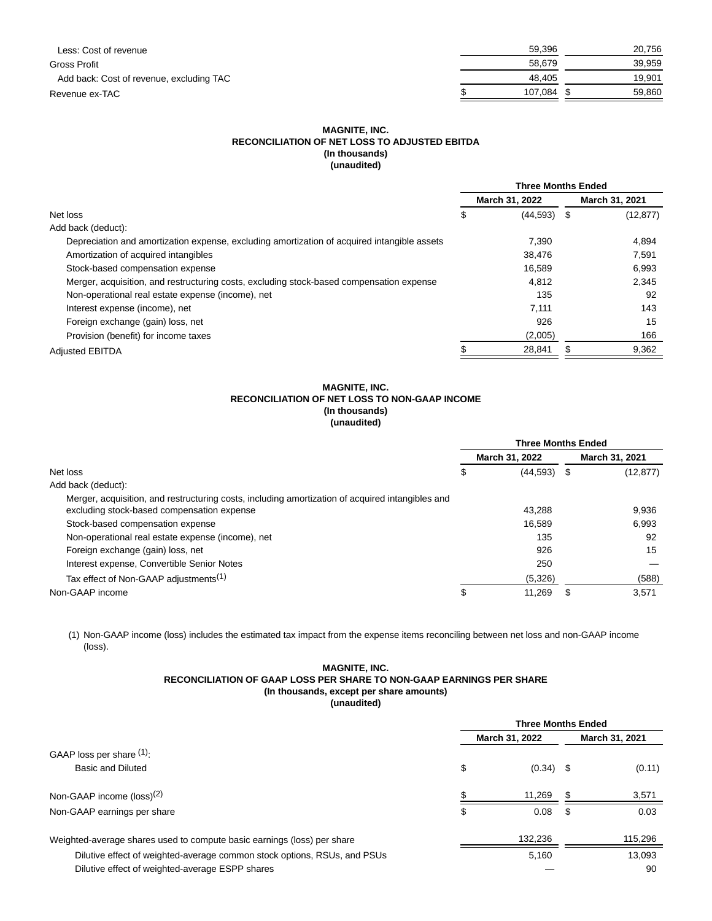| | | |
|---|---|---|
| Less: Cost of revenue | 59,396 | 20,756 |
| Gross Profit | 58,679 | 39,959 |
| Add back: Cost of revenue, excluding TAC | 48,405 | 19,901 |
| Revenue ex-TAC | $ 107,084 | $ 59,860 |

**MAGNITE, INC.**
**RECONCILIATION OF NET LOSS TO ADJUSTED EBITDA**
**(In thousands)**
**(unaudited)**

| | Three Months Ended | |
|---|---|---|
| | March 31, 2022 | March 31, 2021 |
| Net loss | $ (44,593) | $ (12,877) |
| Add back (deduct): | | |
| Depreciation and amortization expense, excluding amortization of acquired intangible assets | 7,390 | 4,894 |
| Amortization of acquired intangibles | 38,476 | 7,591 |
| Stock-based compensation expense | 16,589 | 6,993 |
| Merger, acquisition, and restructuring costs, excluding stock-based compensation expense | 4,812 | 2,345 |
| Non-operational real estate expense (income), net | 135 | 92 |
| Interest expense (income), net | 7,111 | 143 |
| Foreign exchange (gain) loss, net | 926 | 15 |
| Provision (benefit) for income taxes | (2,005) | 166 |
| Adjusted EBITDA | $ 28,841 | $ 9,362 |

**MAGNITE, INC.**
**RECONCILIATION OF NET LOSS TO NON-GAAP INCOME**
**(In thousands)**
**(unaudited)**

| | Three Months Ended | |
|---|---|---|
| | March 31, 2022 | March 31, 2021 |
| Net loss | $ (44,593) | $ (12,877) |
| Add back (deduct): | | |
| Merger, acquisition, and restructuring costs, including amortization of acquired intangibles and excluding stock-based compensation expense | 43,288 | 9,936 |
| Stock-based compensation expense | 16,589 | 6,993 |
| Non-operational real estate expense (income), net | 135 | 92 |
| Foreign exchange (gain) loss, net | 926 | 15 |
| Interest expense, Convertible Senior Notes | 250 | — |
| Tax effect of Non-GAAP adjustments[(1)] | (5,326) | (588) |
| Non-GAAP income | $ 11,269 | $ 3,571 |

(1) Non-GAAP income (loss) includes the estimated tax impact from the expense items reconciling between net loss and non-GAAP income (loss).

**MAGNITE, INC.**
**RECONCILIATION OF GAAP LOSS PER SHARE TO NON-GAAP EARNINGS PER SHARE**
**(In thousands, except per share amounts)**
**(unaudited)**

| | Three Months Ended | |
|---|---|---|
| | March 31, 2022 | March 31, 2021 |
| GAAP loss per share [(1)]: | | |
| Basic and Diluted | $ (0.34) | $ (0.11) |
| Non-GAAP income (loss)[(2)] | $ 11,269 | $ 3,571 |
| Non-GAAP earnings per share | $ 0.08 | $ 0.03 |
| Weighted-average shares used to compute basic earnings (loss) per share | 132,236 | 115,296 |
| Dilutive effect of weighted-average common stock options, RSUs, and PSUs | 5,160 | 13,093 |
| Dilutive effect of weighted-average ESPP shares | — | 90 |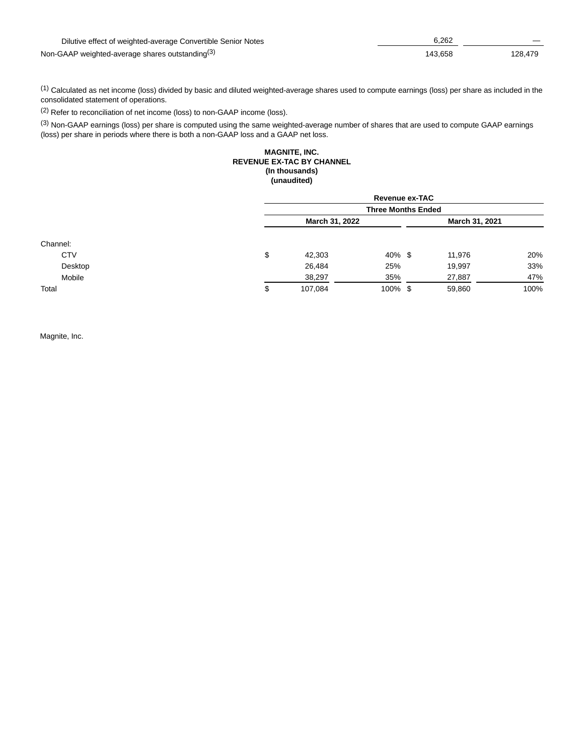| | | |
|---|---|---|
| Dilutive effect of weighted-average Convertible Senior Notes | 6,262 | — |
| Non-GAAP weighted-average shares outstanding[3] | 143,658 | 128,479 |

[1] Calculated as net income (loss) divided by basic and diluted weighted-average shares used to compute earnings (loss) per share as included in the consolidated statement of operations.

[2] Refer to reconciliation of net income (loss) to non-GAAP income (loss).

[3] Non-GAAP earnings (loss) per share is computed using the same weighted-average number of shares that are used to compute GAAP earnings (loss) per share in periods where there is both a non-GAAP loss and a GAAP net loss.

**MAGNITE, INC.**
**REVENUE EX-TAC BY CHANNEL**
**(In thousands)**
**(unaudited)**

| | Revenue ex-TAC | | | |
|---|---|---|---|---|
| | Three Months Ended | | | |
| | March 31, 2022 | | March 31, 2021 | |
| Channel: | | | | |
| CTV | $ 42,303 | 40% | $ 11,976 | 20% |
| Desktop | 26,484 | 25% | 19,997 | 33% |
| Mobile | 38,297 | 35% | 27,887 | 47% |
| Total | $ 107,084 | 100% | $ 59,860 | 100% |

Magnite, Inc.